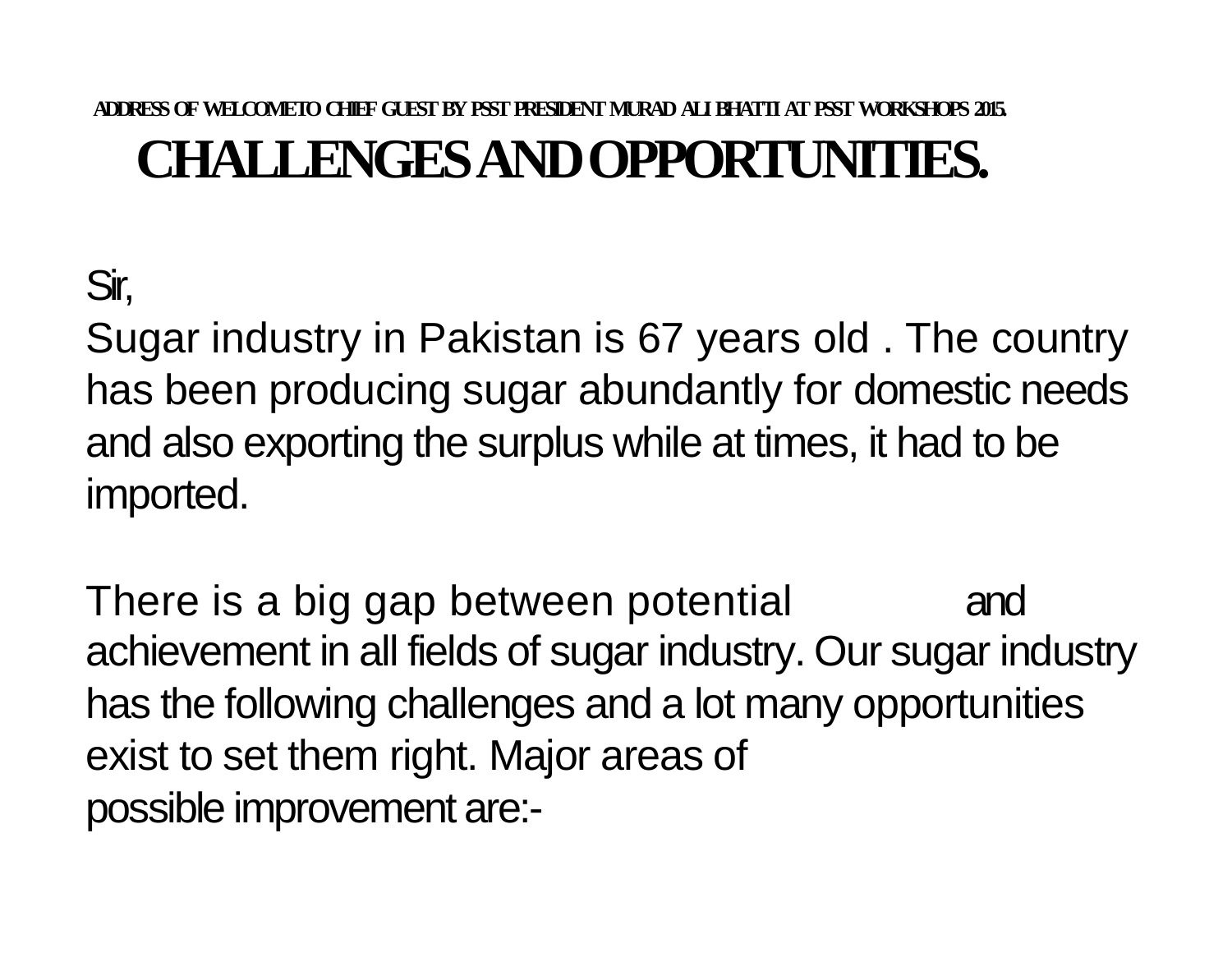### ADDRESS OF WELCOME TO CHIEF GUEST BY PSST PRESIDENT MURAD ALI BHATTI AT PSST WORKSHOPS 2015.

# CHALLENGES AND OPPORTUNITIES.

Sir,

Sugar industry in Pakistan is 67 years old . The country has been producing sugar abundantly for domestic needs and also exporting the surplus while at times, it had to be imported.

There is a big gap between potential and achievement in all fields of sugar industry. Our sugar industry has the following challenges and a lot many opportunities exist to set them right. Major areas of possible improvement are:-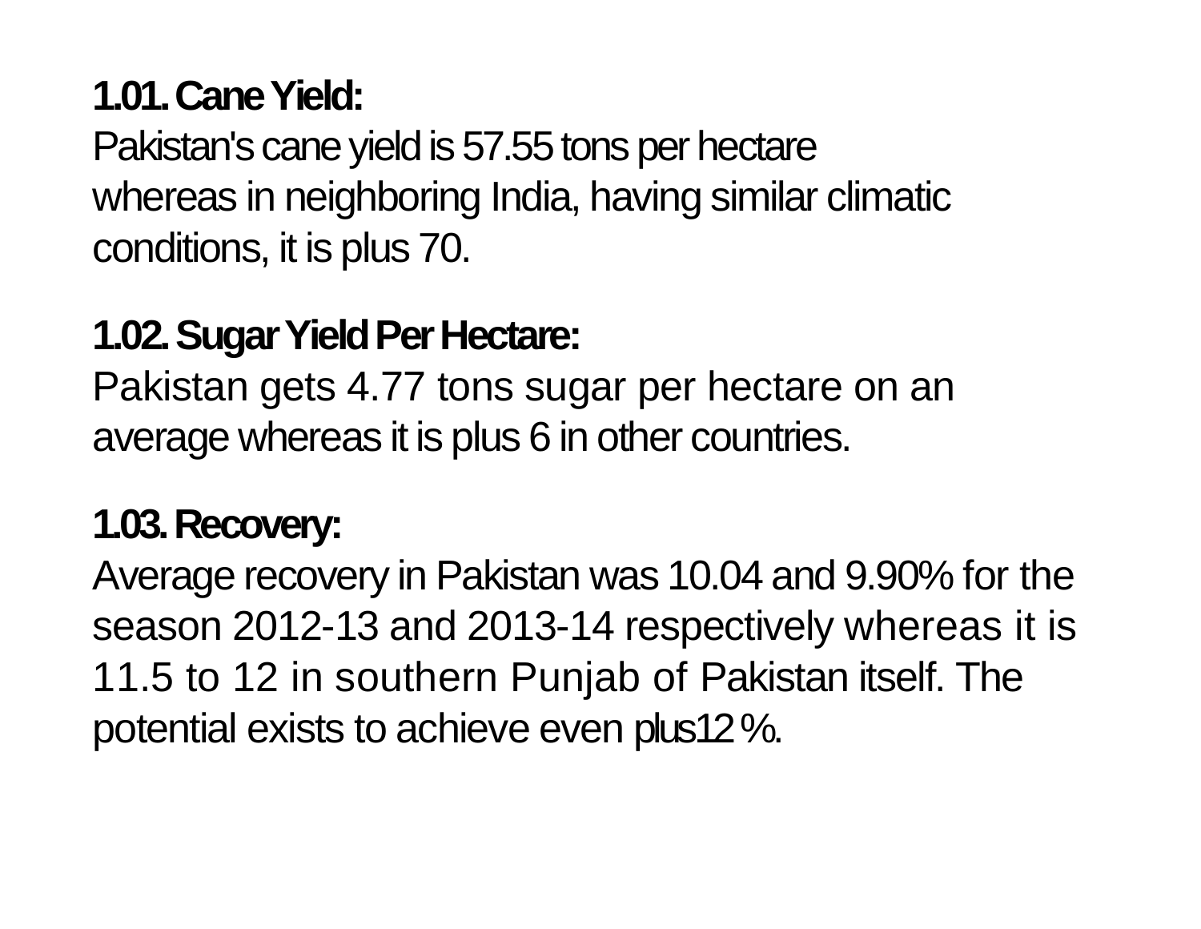**1.01. Cane Yield:**

Pakistan's cane yield is 57.55 tons per hectare whereas in neighboring India, having similar climatic conditions, it is plus 70.

**1.02. Sugar Yield Per Hectare:**

Pakistan gets 4.77 tons sugar per hectare on an average whereas it is plus 6 in other countries.

**1.03. Recovery:**

Average recovery in Pakistan was 10.04 and 9.90% for the season 2012-13 and 2013-14 respectively whereas it is 11.5 to 12 in southern Punjab of Pakistan itself. The potential exists to achieve even plus12 %.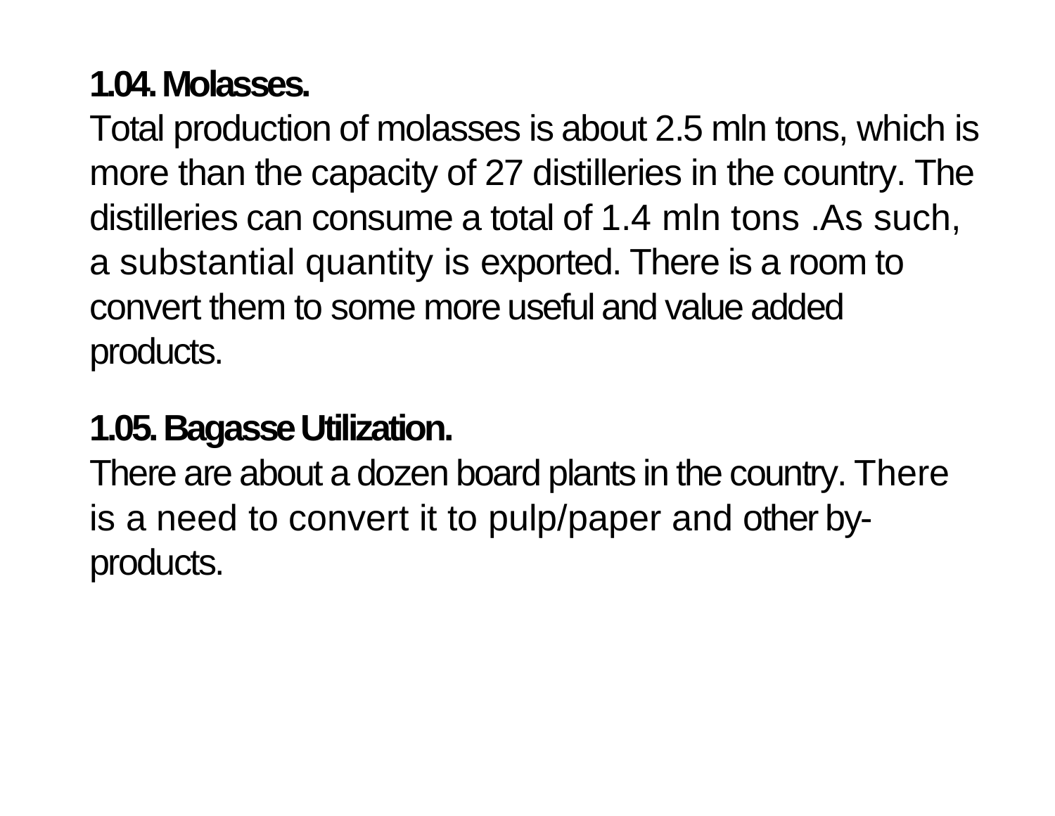**1.04. Molasses.**

Total production of molasses is about 2.5 mln tons, which is more than the capacity of 27 distilleries in the country. The distilleries can consume a total of 1.4 mln tons .As such, a substantial quantity is exported. There is a room to convert them to some more useful and value added products.

**1.05. Bagasse Utilization.**

There are about a dozen board plants in the country. There is a need to convert it to pulp/paper and other by-products.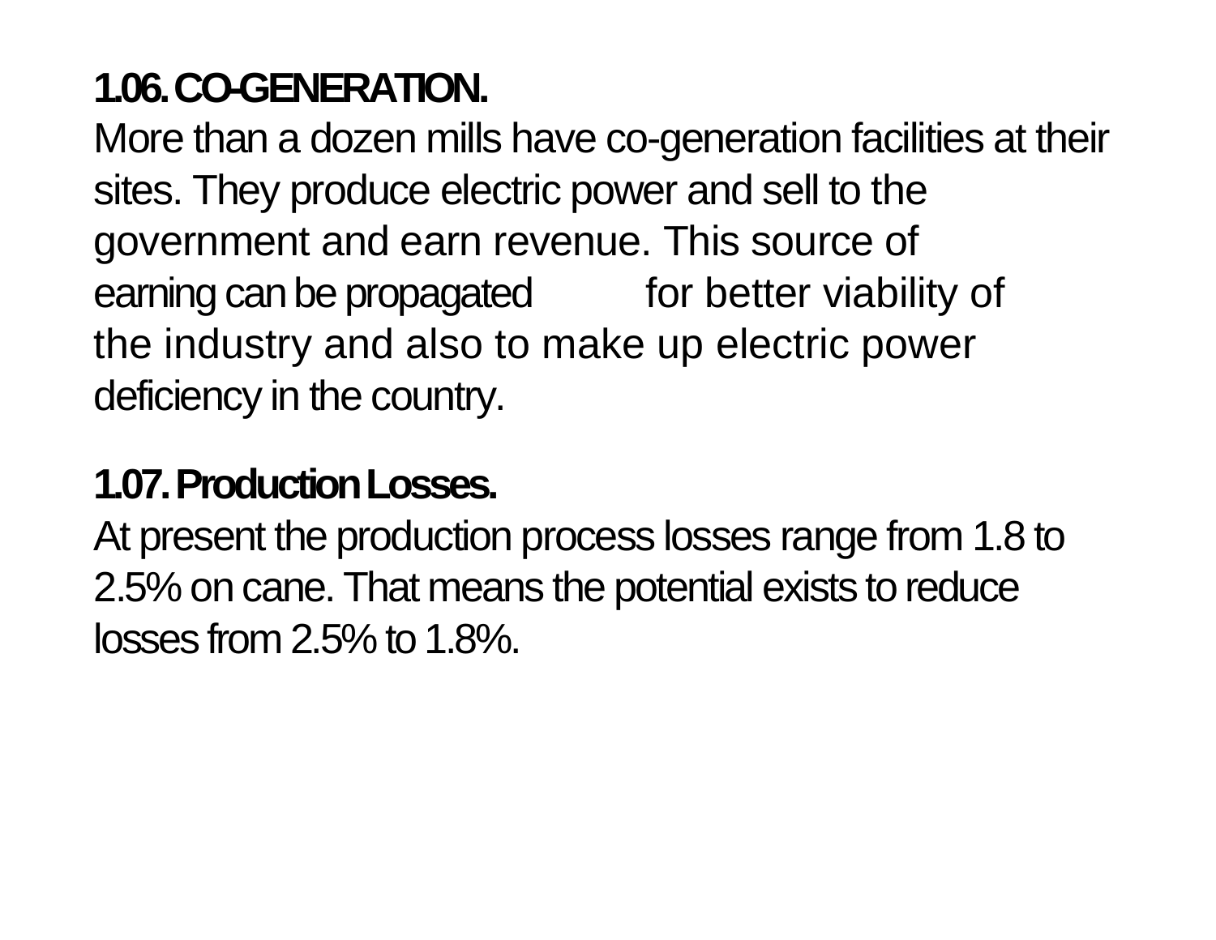## 1.06. CO-GENERATION.

More than a dozen mills have co-generation facilities at their sites. They produce electric power and sell to the government and earn revenue. This source of earning can be propagated for better viability of the industry and also to make up electric power deficiency in the country.

## 1.07. Production Losses.

At present the production process losses range from 1.8 to 2.5% on cane. That means the potential exists to reduce losses from 2.5% to 1.8%.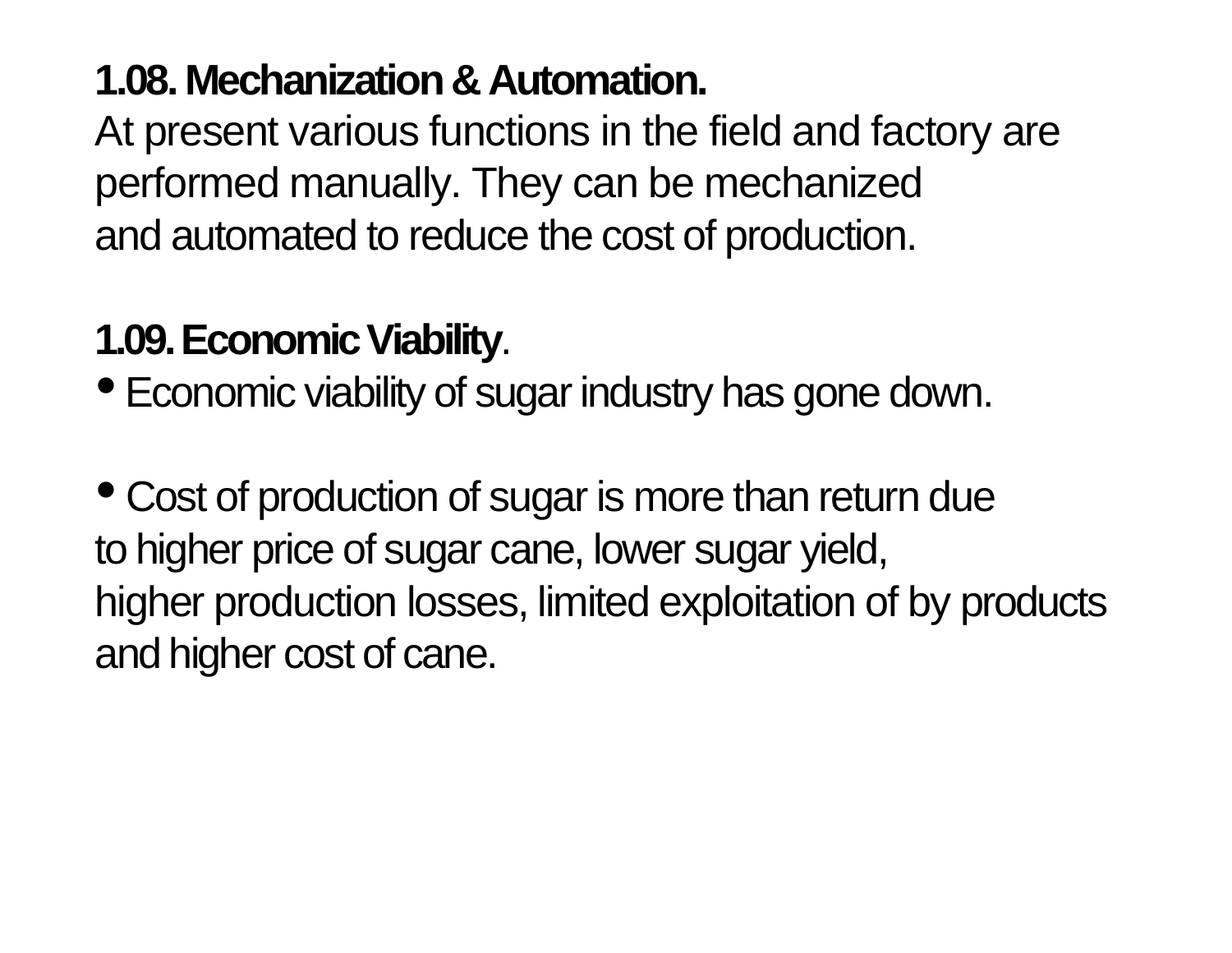**1.08. Mechanization & Automation.**

At present various functions in the field and factory are performed manually. They can be mechanized and automated to reduce the cost of production.

**1.09. Economic Viability**.

- Economic viability of sugar industry has gone down.

- Cost of production of sugar is more than return due to higher price of sugar cane, lower sugar yield, higher production losses, limited exploitation of by products and higher cost of cane.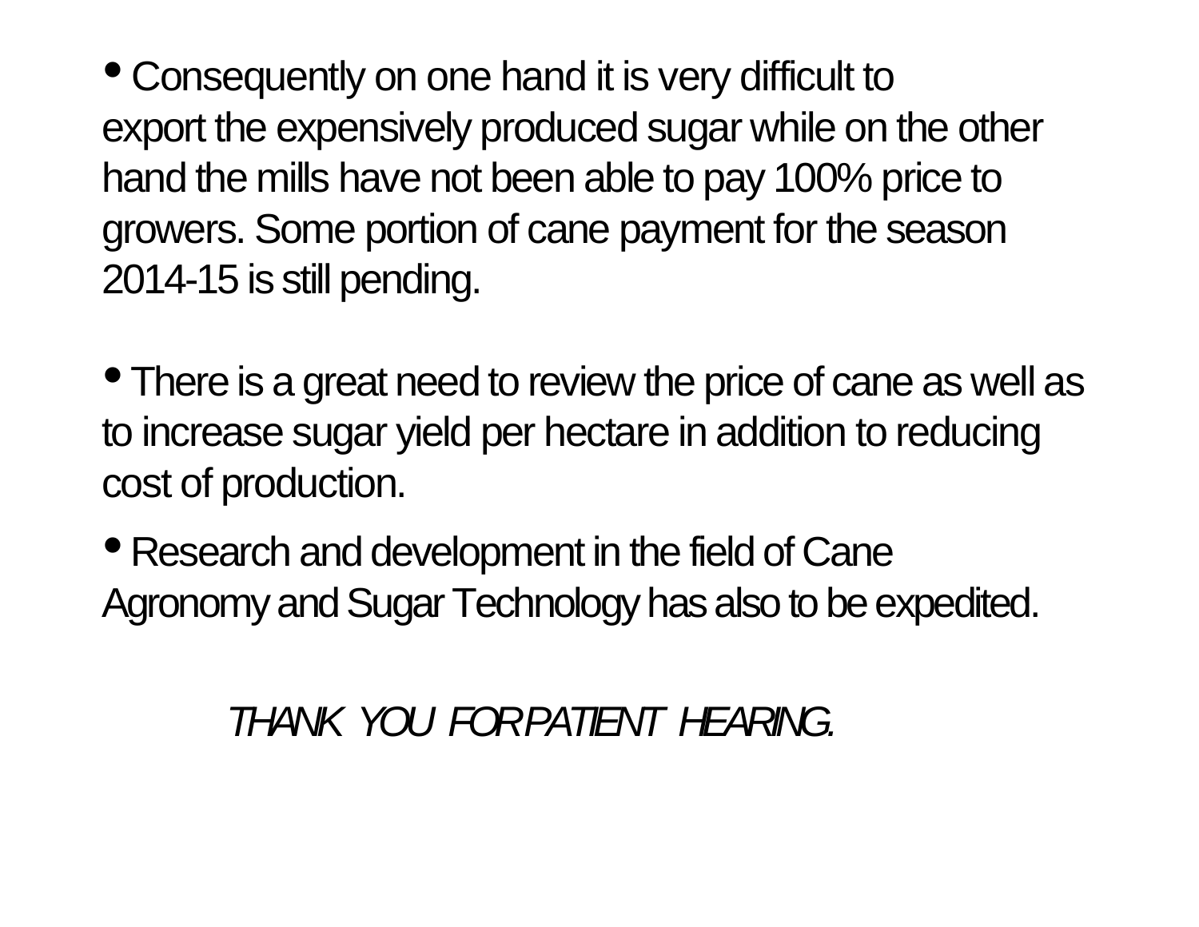- Consequently on one hand it is very difficult to export the expensively produced sugar while on the other hand the mills have not been able to pay 100% price to growers. Some portion of cane payment for the season 2014-15 is still pending.

- There is a great need to review the price of cane as well as to increase sugar yield per hectare in addition to reducing cost of production.

- Research and development in the field of Cane Agronomy and Sugar Technology has also to be expedited.

*THANK YOU FOR PATIENT HEARING.*